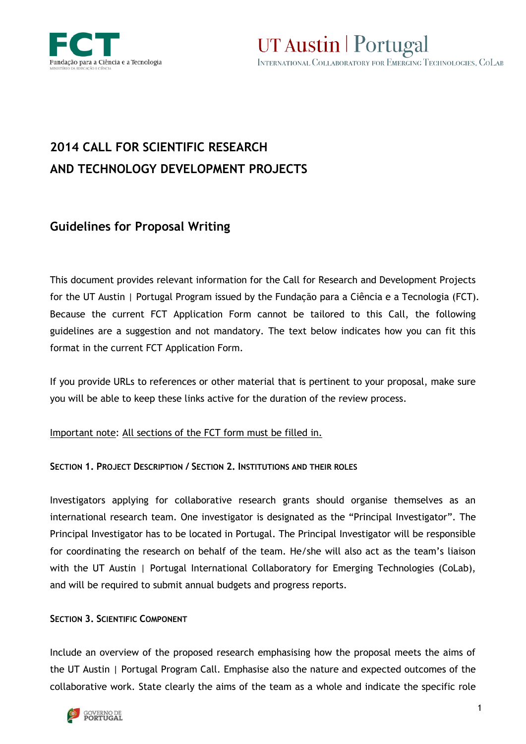# 2014 CALL FOR SCIENTIFIC RESEARCH AND TECHNOLOGY DEVELOPMENT PROJECTS

## Guidelines for Proposal Writing

This document provides relevant information for the Call for Research and Development Projects for the UT Austin | Portugal Program issued by the Fundação para a Ciência e a Tecnologia (FCT). Because the current FCT Application Form cannot be tailored to this Call, the following guidelines are a suggestion and not mandatory. The text below indicates how you can fit this format in the current FCT Application Form.

If you provide URLs to references or other material that is pertinent to your proposal, make sure you will be able to keep these links active for the duration of the review process.

Important note: All sections of the FCT form must be filled in.

### SECTION 1. PROJECT DESCRIPTION / SECTION 2. INSTITUTIONS AND THEIR ROLES

Investigators applying for collaborative research grants should organise themselves as an international research team. One investigator is designated as the "Principal Investigator". The Principal Investigator has to be located in Portugal. The Principal Investigator will be responsible for coordinating the research on behalf of the team. He/she will also act as the team's liaison with the UT Austin | Portugal International Collaboratory for Emerging Technologies (CoLab), and will be required to submit annual budgets and progress reports.

### SECTION 3. SCIENTIFIC COMPONENT

Include an overview of the proposed research emphasising how the proposal meets the aims of the UT Austin | Portugal Program Call. Emphasise also the nature and expected outcomes of the collaborative work. State clearly the aims of the team as a whole and indicate the specific role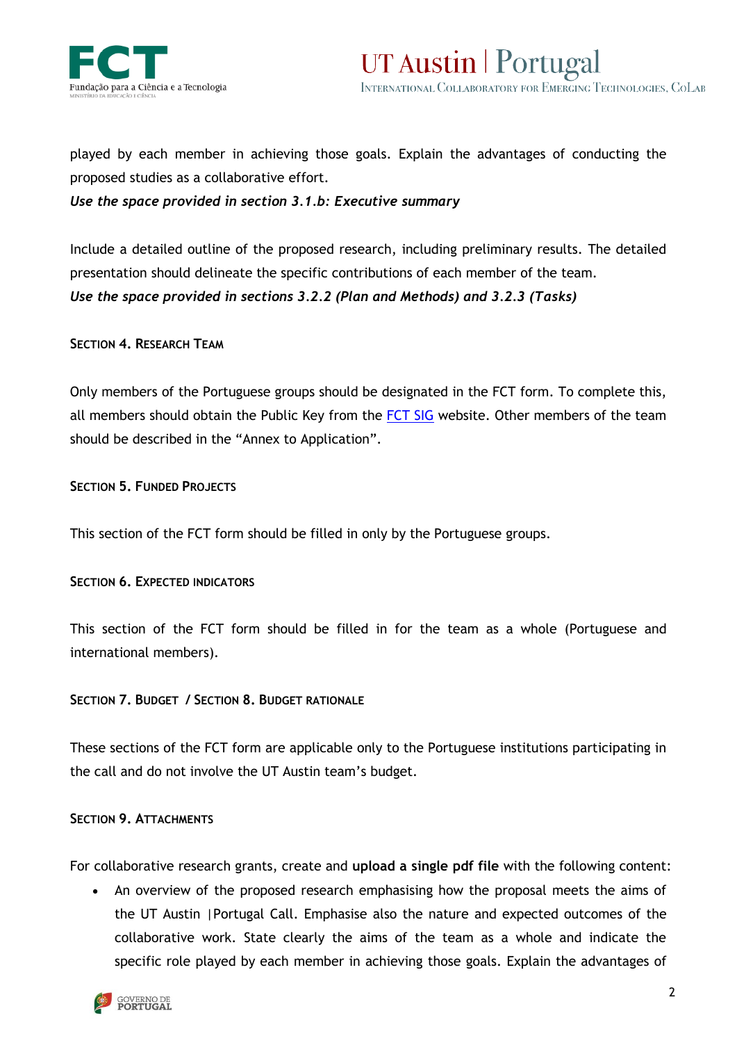played by each member in achieving those goals. Explain the advantages of conducting the proposed studies as a collaborative effort.

***Use the space provided in section 3.1.b: Executive summary***

Include a detailed outline of the proposed research, including preliminary results. The detailed presentation should delineate the specific contributions of each member of the team.

***Use the space provided in sections 3.2.2 (Plan and Methods) and 3.2.3 (Tasks)***

#### SECTION 4. RESEARCH TEAM

Only members of the Portuguese groups should be designated in the FCT form. To complete this, all members should obtain the Public Key from the FCT SIG website. Other members of the team should be described in the "Annex to Application".

#### SECTION 5. FUNDED PROJECTS

This section of the FCT form should be filled in only by the Portuguese groups.

#### SECTION 6. EXPECTED INDICATORS

This section of the FCT form should be filled in for the team as a whole (Portuguese and international members).

#### SECTION 7. BUDGET / SECTION 8. BUDGET RATIONALE

These sections of the FCT form are applicable only to the Portuguese institutions participating in the call and do not involve the UT Austin team's budget.

#### SECTION 9. ATTACHMENTS

For collaborative research grants, create and **upload a single pdf file** with the following content:

- An overview of the proposed research emphasising how the proposal meets the aims of the UT Austin |Portugal Call. Emphasise also the nature and expected outcomes of the collaborative work. State clearly the aims of the team as a whole and indicate the specific role played by each member in achieving those goals. Explain the advantages of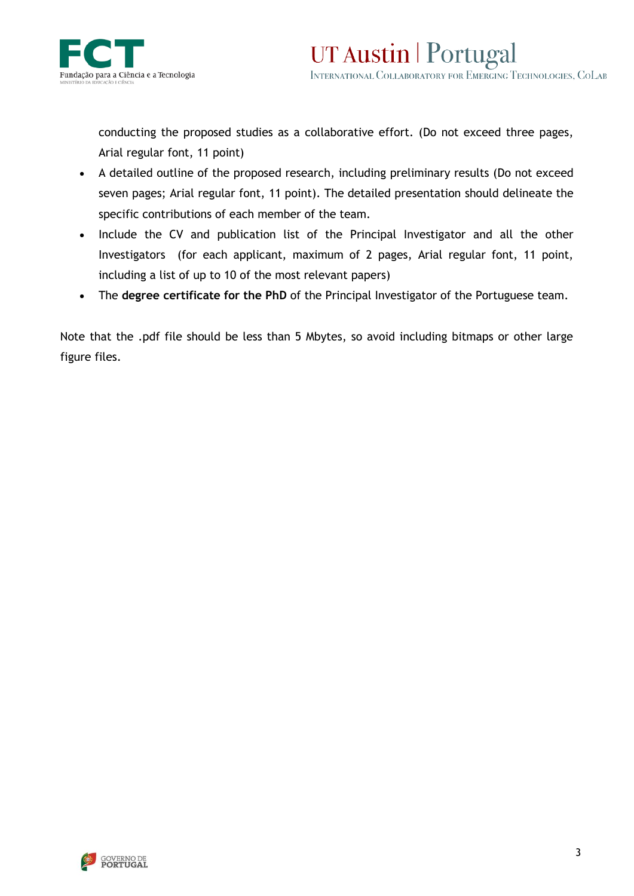conducting the proposed studies as a collaborative effort. (Do not exceed three pages, Arial regular font, 11 point)

- A detailed outline of the proposed research, including preliminary results (Do not exceed seven pages; Arial regular font, 11 point). The detailed presentation should delineate the specific contributions of each member of the team.
- Include the CV and publication list of the Principal Investigator and all the other Investigators (for each applicant, maximum of 2 pages, Arial regular font, 11 point, including a list of up to 10 of the most relevant papers)
- The **degree certificate for the PhD** of the Principal Investigator of the Portuguese team.

Note that the .pdf file should be less than 5 Mbytes, so avoid including bitmaps or other large figure files.